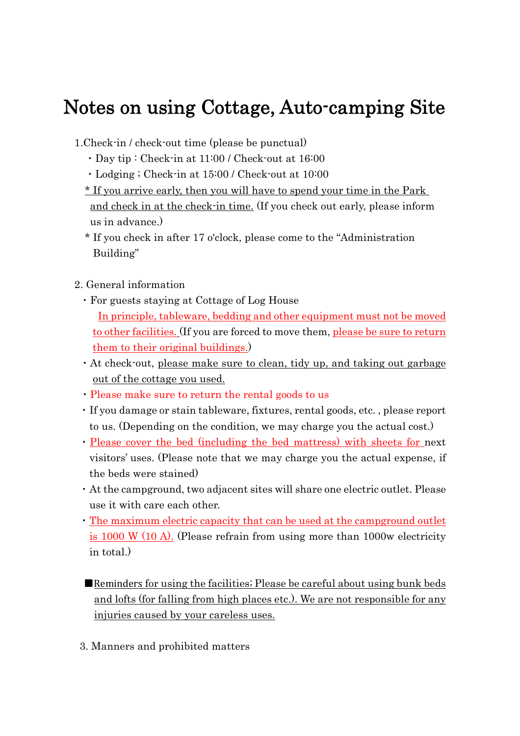# Notes on using Cottage, Auto-camping Site

1.Check-in / check-out time (please be punctual)

- Day tip : Check-in at 11:00 / Check-out at 16:00
- Lodging ; Check-in at 15:00 / Check-out at 10:00

\* If you arrive early, then you will have to spend your time in the Park and check in at the check-in time. (If you check out early, please inform us in advance.)

\* If you check in after 17 o'clock, please come to the "Administration Building"

2. General information

- For guests staying at Cottage of Log House
  In principle, tableware, bedding and other equipment must not be moved to other facilities. (If you are forced to move them, please be sure to return them to their original buildings.)
- At check-out, please make sure to clean, tidy up, and taking out garbage out of the cottage you used.
- Please make sure to return the rental goods to us
- If you damage or stain tableware, fixtures, rental goods, etc. , please report to us. (Depending on the condition, we may charge you the actual cost.)
- Please cover the bed (including the bed mattress) with sheets for next visitors' uses. (Please note that we may charge you the actual expense, if the beds were stained)
- At the campground, two adjacent sites will share one electric outlet. Please use it with care each other.
- The maximum electric capacity that can be used at the campground outlet is 1000 W (10 A). (Please refrain from using more than 1000w electricity in total.)

■Reminders for using the facilities; Please be careful about using bunk beds and lofts (for falling from high places etc.). We are not responsible for any injuries caused by your careless uses.

3. Manners and prohibited matters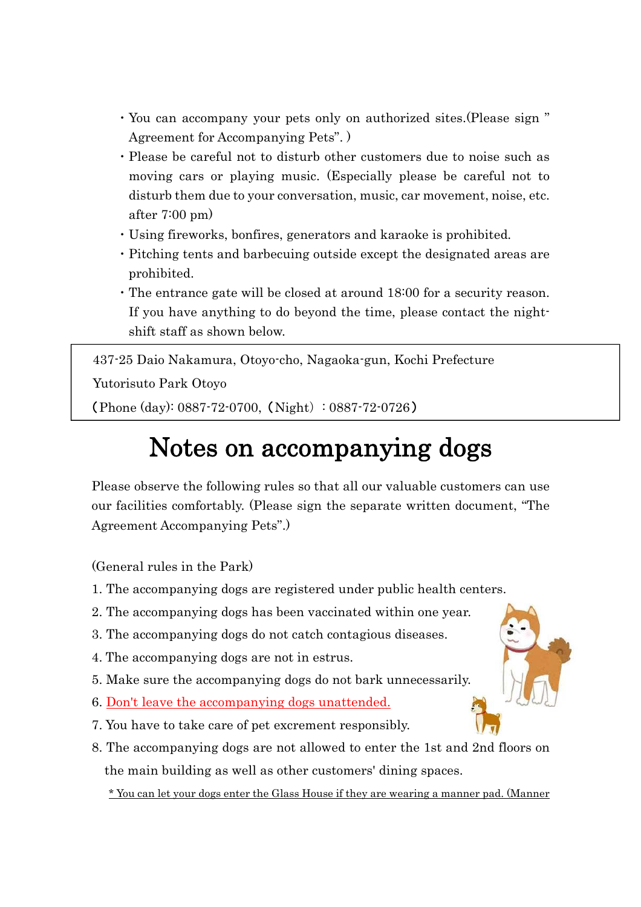- You can accompany your pets only on authorized sites.(Please sign " Agreement for Accompanying Pets". )
- Please be careful not to disturb other customers due to noise such as moving cars or playing music. (Especially please be careful not to disturb them due to your conversation, music, car movement, noise, etc. after 7:00 pm)
- Using fireworks, bonfires, generators and karaoke is prohibited.
- Pitching tents and barbecuing outside except the designated areas are prohibited.
- The entrance gate will be closed at around 18:00 for a security reason. If you have anything to do beyond the time, please contact the night-shift staff as shown below.

437-25 Daio Nakamura, Otoyo-cho, Nagaoka-gun, Kochi Prefecture

Yutorisuto Park Otoyo

（Phone (day): 0887-72-0700,（Night）：0887-72-0726）

# Notes on accompanying dogs

Please observe the following rules so that all our valuable customers can use our facilities comfortably. (Please sign the separate written document, "The Agreement Accompanying Pets".)

(General rules in the Park)

1. The accompanying dogs are registered under public health centers.
2. The accompanying dogs has been vaccinated within one year.
3. The accompanying dogs do not catch contagious diseases.
4. The accompanying dogs are not in estrus.
5. Make sure the accompanying dogs do not bark unnecessarily.
6. Don't leave the accompanying dogs unattended.
7. You have to take care of pet excrement responsibly.
8. The accompanying dogs are not allowed to enter the 1st and 2nd floors on the main building as well as other customers' dining spaces.

\* You can let your dogs enter the Glass House if they are wearing a manner pad. (Manner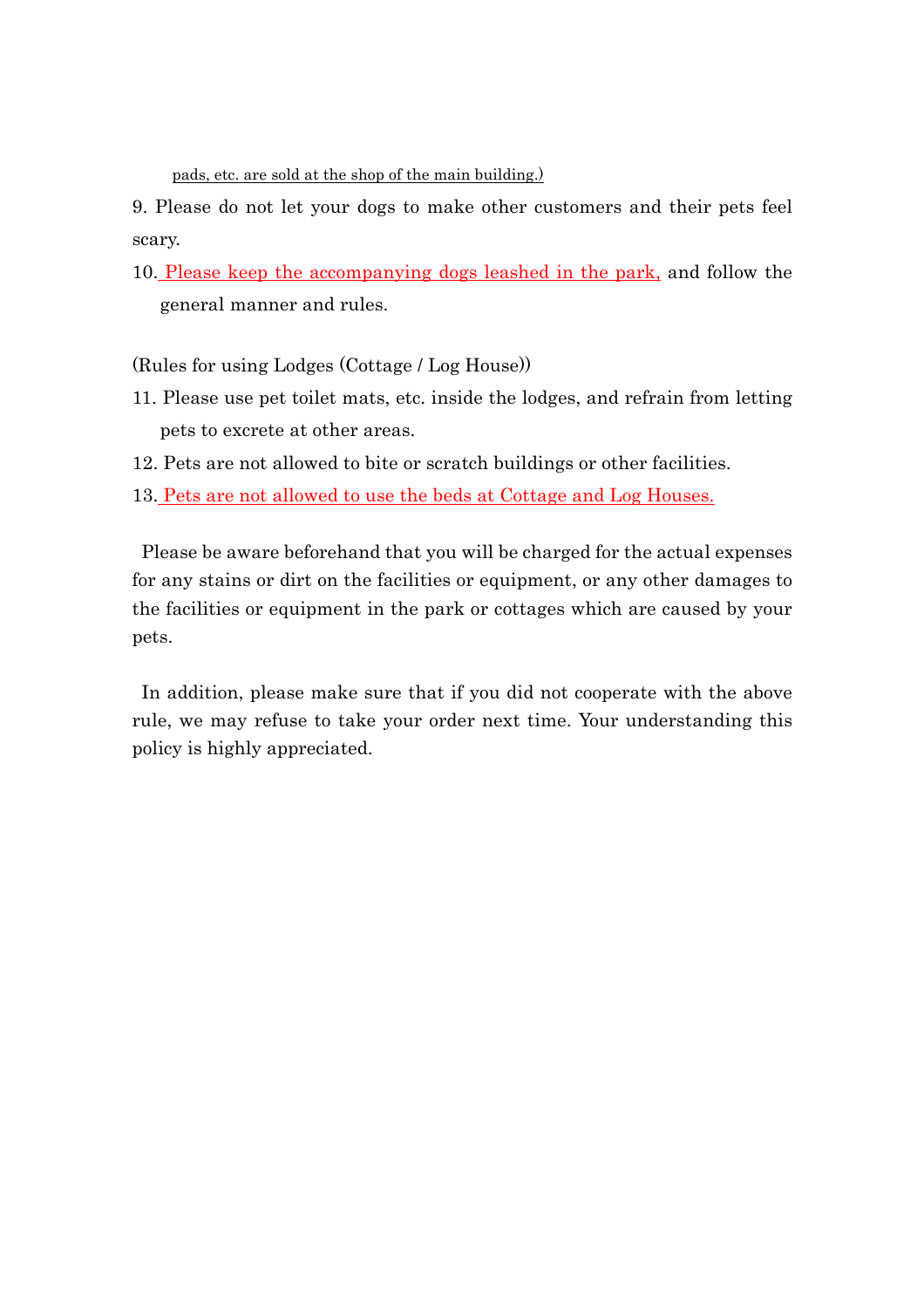pads, etc. are sold at the shop of the main building.)

9. Please do not let your dogs to make other customers and their pets feel scary.

10. Please keep the accompanying dogs leashed in the park, and follow the general manner and rules.

(Rules for using Lodges (Cottage / Log House))

11. Please use pet toilet mats, etc. inside the lodges, and refrain from letting pets to excrete at other areas.

12. Pets are not allowed to bite or scratch buildings or other facilities.

13. Pets are not allowed to use the beds at Cottage and Log Houses.

Please be aware beforehand that you will be charged for the actual expenses for any stains or dirt on the facilities or equipment, or any other damages to the facilities or equipment in the park or cottages which are caused by your pets.

In addition, please make sure that if you did not cooperate with the above rule, we may refuse to take your order next time. Your understanding this policy is highly appreciated.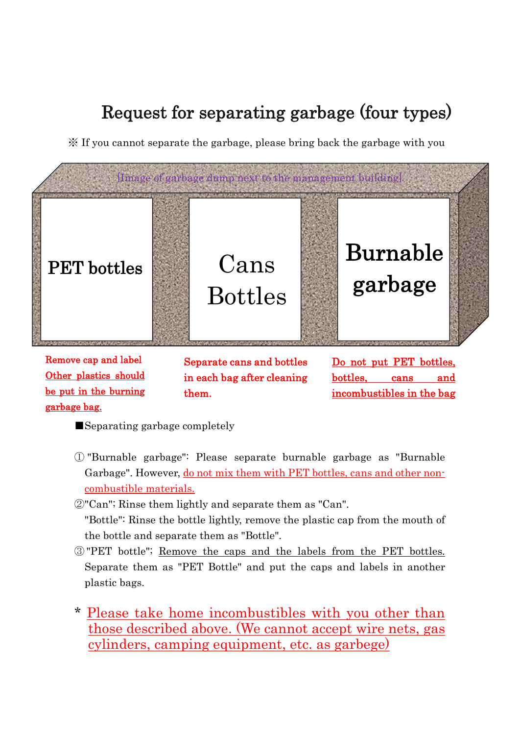# Request for separating garbage (four types)

※ If you cannot separate the garbage, please bring back the garbage with you

[Image of garbage dump next to the management building]

| PET bottles | Cans Bottles | Burnable garbage |
| --- | --- | --- |
| **Remove cap and label** **Other plastics should be put in the burning garbage bag.** | **Separate cans and bottles in each bag after cleaning them.** | **Do not put PET bottles, bottles, cans and incombustibles in the bag** |

■Separating garbage completely

① "Burnable garbage": Please separate burnable garbage as "Burnable Garbage". However, do not mix them with PET bottles, cans and other non-combustible materials.

②"Can"; Rinse them lightly and separate them as "Can".
"Bottle": Rinse the bottle lightly, remove the plastic cap from the mouth of the bottle and separate them as "Bottle".

③"PET bottle"; Remove the caps and the labels from the PET bottles. Separate them as "PET Bottle" and put the caps and labels in another plastic bags.

\* Please take home incombustibles with you other than those described above. (We cannot accept wire nets, gas cylinders, camping equipment, etc. as garbege)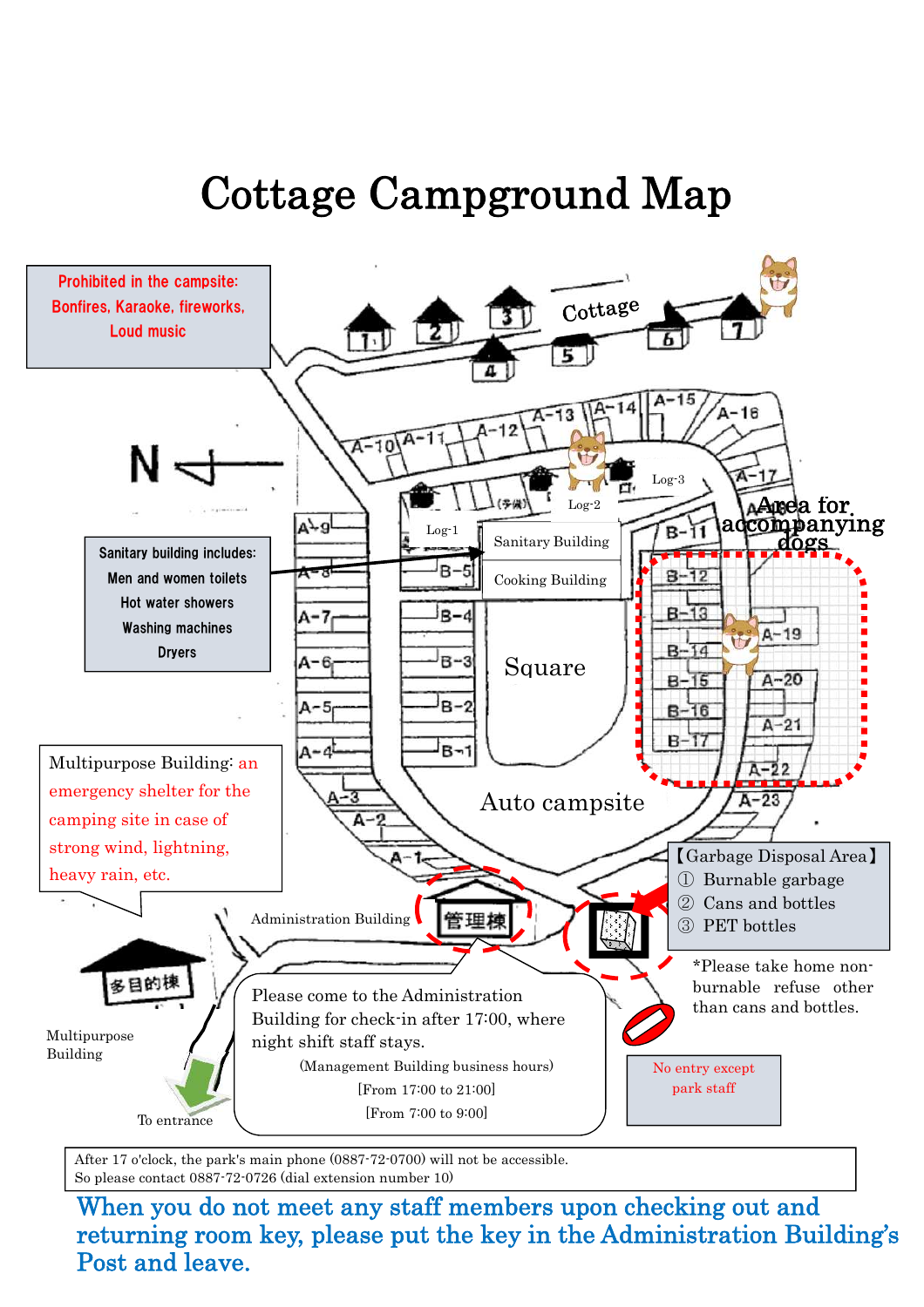# Cottage Campground Map

**Prohibited in the campsite:**
**Bonfires, Karaoke, fireworks, Loud music**

Cottage
1 2 3 4 5 6 7

A-10 A-11 A-12 A-13 A-14 A-15 A-16 A-17 A-18

Log-1 Log-2 Log-3

Sanitary Building

Cooking Building

**Sanitary building includes:**
**Men and women toilets**
**Hot water showers**
**Washing machines**
**Dryers**

Area for accompanying dogs

A-9 A-8 A-7 A-6 A-5 A-4 A-3 A-2 A-1

B-5 B-4 B-3 B-2 B-1

B-11 B-12 B-13 B-14 B-15 B-16 B-17

A-19 A-20 A-21 A-22 A-23

Square

Auto campsite

N

Multipurpose Building: an emergency shelter for the camping site in case of strong wind, lightning, heavy rain, etc.

Administration Building 管理棟

多目的棟
Multipurpose Building

To entrance

【Garbage Disposal Area】
① Burnable garbage
② Cans and bottles
③ PET bottles

*Please take home non-burnable refuse other than cans and bottles.

Please come to the Administration Building for check-in after 17:00, where night shift staff stays.
(Management Building business hours)
[From 17:00 to 21:00]
[From 7:00 to 9:00]

No entry except park staff

After 17 o'clock, the park's main phone (0887-72-0700) will not be accessible.
So please contact 0887-72-0726 (dial extension number 10)

When you do not meet any staff members upon checking out and returning room key, please put the key in the Administration Building's Post and leave.